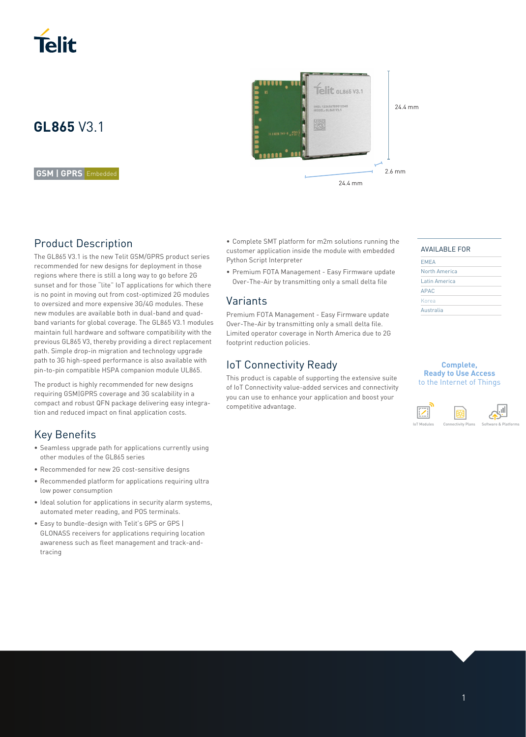Telit

# GL865 V3.1

GSM | GPRS Embedded

24.4 mm

2.6 mm

24.4 mm

## Product Description

The GL865 V3.1 is the new Telit GSM/GPRS product series recommended for new designs for deployment in those regions where there is still a long way to go before 2G sunset and for those "lite" IoT applications for which there is no point in moving out from cost-optimized 2G modules to oversized and more expensive 3G/4G modules. These new modules are available both in dual-band and quad-band variants for global coverage. The GL865 V3.1 modules maintain full hardware and software compatibility with the previous GL865 V3, thereby providing a direct replacement path. Simple drop-in migration and technology upgrade path to 3G high-speed performance is also available with pin-to-pin compatible HSPA companion module UL865.

The product is highly recommended for new designs requiring GSM|GPRS coverage and 3G scalability in a compact and robust QFN package delivering easy integration and reduced impact on final application costs.

## Key Benefits

- Seamless upgrade path for applications currently using other modules of the GL865 series
- Recommended for new 2G cost-sensitive designs
- Recommended platform for applications requiring ultra low power consumption
- Ideal solution for applications in security alarm systems, automated meter reading, and POS terminals.
- Easy to bundle-design with Telit's GPS or GPS | GLONASS receivers for applications requiring location awareness such as fleet management and track-and-tracing
- Complete SMT platform for m2m solutions running the customer application inside the module with embedded Python Script Interpreter
- Premium FOTA Management - Easy Firmware update Over-The-Air by transmitting only a small delta file

## Variants

Premium FOTA Management - Easy Firmware update Over-The-Air by transmitting only a small delta file. Limited operator coverage in North America due to 2G footprint reduction policies.

## IoT Connectivity Ready

This product is capable of supporting the extensive suite of IoT Connectivity value-added services and connectivity you can use to enhance your application and boost your competitive advantage.

AVAILABLE FOR

- EMEA
- North America
- Latin America
- APAC
- Korea
- Australia

**Complete, Ready to Use Access** to the Internet of Things

IoT Modules | Connectivity Plans | Software & Platforms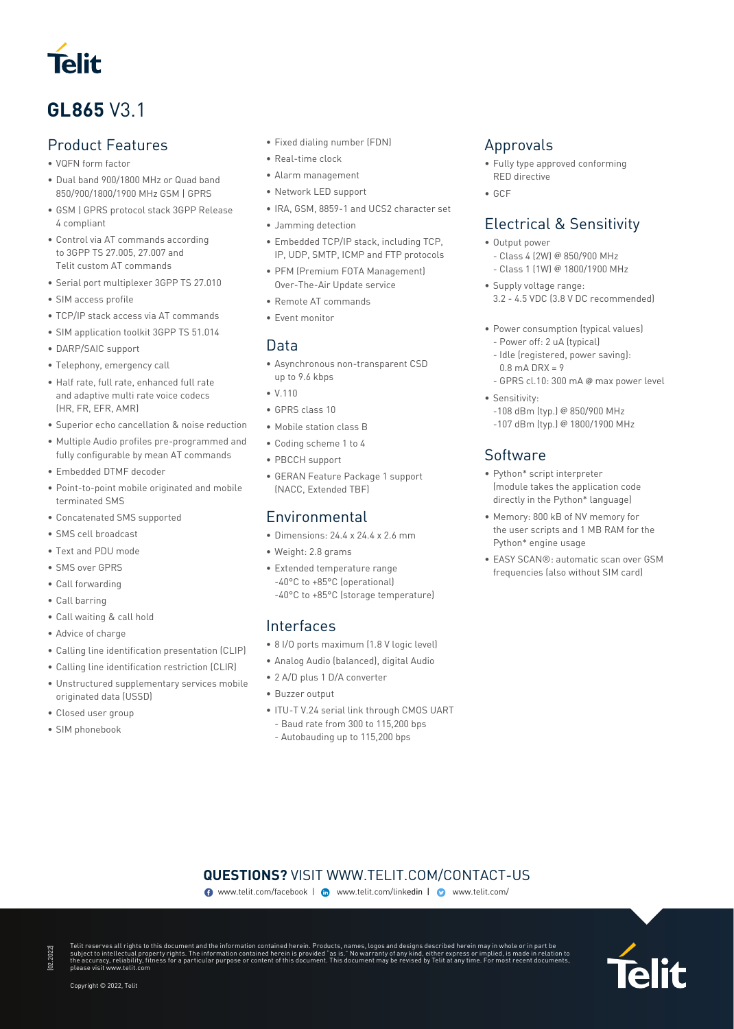# GL865 V3.1

## Product Features

- VQFN form factor
- Dual band 900/1800 MHz or Quad band 850/900/1800/1900 MHz GSM | GPRS
- GSM | GPRS protocol stack 3GPP Release 4 compliant
- Control via AT commands according to 3GPP TS 27.005, 27.007 and Telit custom AT commands
- Serial port multiplexer 3GPP TS 27.010
- SIM access profile
- TCP/IP stack access via AT commands
- SIM application toolkit 3GPP TS 51.014
- DARP/SAIC support
- Telephony, emergency call
- Half rate, full rate, enhanced full rate and adaptive multi rate voice codecs (HR, FR, EFR, AMR)
- Superior echo cancellation & noise reduction
- Multiple Audio profiles pre-programmed and fully configurable by mean AT commands
- Embedded DTMF decoder
- Point-to-point mobile originated and mobile terminated SMS
- Concatenated SMS supported
- SMS cell broadcast
- Text and PDU mode
- SMS over GPRS
- Call forwarding
- Call barring
- Call waiting & call hold
- Advice of charge
- Calling line identification presentation (CLIP)
- Calling line identification restriction (CLIR)
- Unstructured supplementary services mobile originated data (USSD)
- Closed user group
- SIM phonebook
- Fixed dialing number (FDN)
- Real-time clock
- Alarm management
- Network LED support
- IRA, GSM, 8859-1 and UCS2 character set
- Jamming detection
- Embedded TCP/IP stack, including TCP, IP, UDP, SMTP, ICMP and FTP protocols
- PFM (Premium FOTA Management) Over-The-Air Update service
- Remote AT commands
- Event monitor

## Data

- Asynchronous non-transparent CSD up to 9.6 kbps
- V.110
- GPRS class 10
- Mobile station class B
- Coding scheme 1 to 4
- PBCCH support
- GERAN Feature Package 1 support (NACC, Extended TBF)

## Environmental

- Dimensions: 24.4 x 24.4 x 2.6 mm
- Weight: 2.8 grams
- Extended temperature range
  -40°C to +85°C (operational)
  -40°C to +85°C (storage temperature)

## Interfaces

- 8 I/O ports maximum (1.8 V logic level)
- Analog Audio (balanced), digital Audio
- 2 A/D plus 1 D/A converter
- Buzzer output
- ITU-T V.24 serial link through CMOS UART
  - Baud rate from 300 to 115,200 bps
  - Autobauding up to 115,200 bps

## Approvals

- Fully type approved conforming RED directive
- GCF

## Electrical & Sensitivity

- Output power
  - Class 4 (2W) @ 850/900 MHz
  - Class 1 (1W) @ 1800/1900 MHz
- Supply voltage range:
  3.2 - 4.5 VDC (3.8 V DC recommended)
- Power consumption (typical values)
  - Power off: 2 uA (typical)
  - Idle (registered, power saving): 0.8 mA DRX = 9
  - GPRS cl.10: 300 mA @ max power level
- Sensitivity:
  -108 dBm (typ.) @ 850/900 MHz
  -107 dBm (typ.) @ 1800/1900 MHz

## Software

- Python* script interpreter (module takes the application code directly in the Python* language)
- Memory: 800 kB of NV memory for the user scripts and 1 MB RAM for the Python* engine usage
- EASY SCAN®: automatic scan over GSM frequencies (also without SIM card)

**QUESTIONS?** VISIT WWW.TELIT.COM/CONTACT-US

www.telit.com/facebook | www.telit.com/linkedin | www.telit.com/

Telit reserves all rights to this document and the information contained herein. Products, names, logos and designs described herein may in whole or in part be subject to intellectual property rights. The information contained herein is provided "as is." No warranty of any kind, either express or implied, is made in relation to the accuracy, reliability, fitness for a particular purpose or content of this document. This document may be revised by Telit at any time. For most recent documents, please visit www.telit.com

Copyright © 2022, Telit

[02.2022]